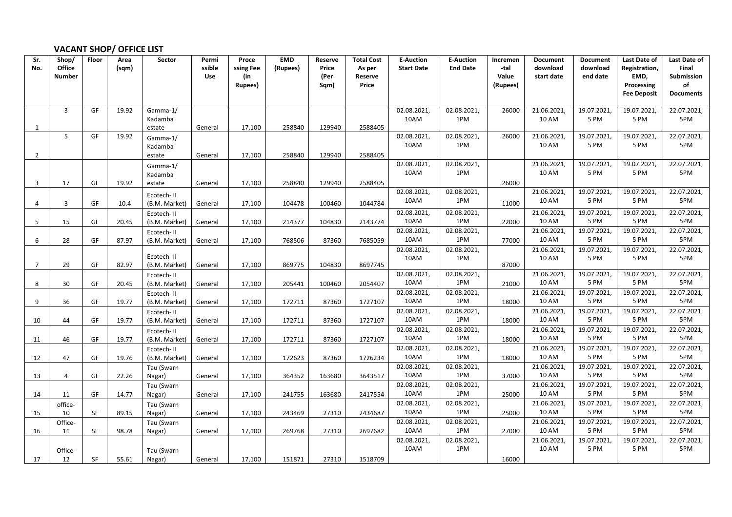## VACANT SHOP/ OFFICE LIST

| Sr. No. | Shop/ Office Number | Floor | Area (sqm) | Sector | Permissible Use | Processing Fee (in Rupees) | EMD (Rupees) | Reserve Price (Per Sqm) | Total Cost As per Reserve Price | E-Auction Start Date | E-Auction End Date | Incremental Value (Rupees) | Document download start date | Document download end date | Last Date of Registration, EMD, Processing Fee Deposit | Last Date of Final Submission of Documents |
|---|---|---|---|---|---|---|---|---|---|---|---|---|---|---|---|---|
| 1 | 3 | GF | 19.92 | Gamma-1/ Kadamba estate | General | 17,100 | 258840 | 129940 | 2588405 | 02.08.2021, 10AM | 02.08.2021, 1PM | 26000 | 21.06.2021, 10 AM | 19.07.2021, 5 PM | 19.07.2021, 5 PM | 22.07.2021, 5PM |
| 2 | 5 | GF | 19.92 | Gamma-1/ Kadamba estate | General | 17,100 | 258840 | 129940 | 2588405 | 02.08.2021, 10AM | 02.08.2021, 1PM | 26000 | 21.06.2021, 10 AM | 19.07.2021, 5 PM | 19.07.2021, 5 PM | 22.07.2021, 5PM |
| 3 | 17 | GF | 19.92 | Gamma-1/ Kadamba estate | General | 17,100 | 258840 | 129940 | 2588405 | 02.08.2021, 10AM | 02.08.2021, 1PM | 26000 | 21.06.2021, 10 AM | 19.07.2021, 5 PM | 19.07.2021, 5 PM | 22.07.2021, 5PM |
| 4 | 3 | GF | 10.4 | Ecotech- II (B.M. Market) | General | 17,100 | 104478 | 100460 | 1044784 | 02.08.2021, 10AM | 02.08.2021, 1PM | 11000 | 21.06.2021, 10 AM | 19.07.2021, 5 PM | 19.07.2021, 5 PM | 22.07.2021, 5PM |
| 5 | 15 | GF | 20.45 | Ecotech- II (B.M. Market) | General | 17,100 | 214377 | 104830 | 2143774 | 02.08.2021, 10AM | 02.08.2021, 1PM | 22000 | 21.06.2021, 10 AM | 19.07.2021, 5 PM | 19.07.2021, 5 PM | 22.07.2021, 5PM |
| 6 | 28 | GF | 87.97 | Ecotech- II (B.M. Market) | General | 17,100 | 768506 | 87360 | 7685059 | 02.08.2021, 10AM | 02.08.2021, 1PM | 77000 | 21.06.2021, 10 AM | 19.07.2021, 5 PM | 19.07.2021, 5 PM | 22.07.2021, 5PM |
| 7 | 29 | GF | 82.97 | Ecotech- II (B.M. Market) | General | 17,100 | 869775 | 104830 | 8697745 | 02.08.2021, 10AM | 02.08.2021, 1PM | 87000 | 21.06.2021, 10 AM | 19.07.2021, 5 PM | 19.07.2021, 5 PM | 22.07.2021, 5PM |
| 8 | 30 | GF | 20.45 | Ecotech- II (B.M. Market) | General | 17,100 | 205441 | 100460 | 2054407 | 02.08.2021, 10AM | 02.08.2021, 1PM | 21000 | 21.06.2021, 10 AM | 19.07.2021, 5 PM | 19.07.2021, 5 PM | 22.07.2021, 5PM |
| 9 | 36 | GF | 19.77 | Ecotech- II (B.M. Market) | General | 17,100 | 172711 | 87360 | 1727107 | 02.08.2021, 10AM | 02.08.2021, 1PM | 18000 | 21.06.2021, 10 AM | 19.07.2021, 5 PM | 19.07.2021, 5 PM | 22.07.2021, 5PM |
| 10 | 44 | GF | 19.77 | Ecotech- II (B.M. Market) | General | 17,100 | 172711 | 87360 | 1727107 | 02.08.2021, 10AM | 02.08.2021, 1PM | 18000 | 21.06.2021, 10 AM | 19.07.2021, 5 PM | 19.07.2021, 5 PM | 22.07.2021, 5PM |
| 11 | 46 | GF | 19.77 | Ecotech- II (B.M. Market) | General | 17,100 | 172711 | 87360 | 1727107 | 02.08.2021, 10AM | 02.08.2021, 1PM | 18000 | 21.06.2021, 10 AM | 19.07.2021, 5 PM | 19.07.2021, 5 PM | 22.07.2021, 5PM |
| 12 | 47 | GF | 19.76 | Ecotech- II (B.M. Market) | General | 17,100 | 172623 | 87360 | 1726234 | 02.08.2021, 10AM | 02.08.2021, 1PM | 18000 | 21.06.2021, 10 AM | 19.07.2021, 5 PM | 19.07.2021, 5 PM | 22.07.2021, 5PM |
| 13 | 4 | GF | 22.26 | Tau (Swarn Nagar) | General | 17,100 | 364352 | 163680 | 3643517 | 02.08.2021, 10AM | 02.08.2021, 1PM | 37000 | 21.06.2021, 10 AM | 19.07.2021, 5 PM | 19.07.2021, 5 PM | 22.07.2021, 5PM |
| 14 | 11 | GF | 14.77 | Tau (Swarn Nagar) | General | 17,100 | 241755 | 163680 | 2417554 | 02.08.2021, 10AM | 02.08.2021, 1PM | 25000 | 21.06.2021, 10 AM | 19.07.2021, 5 PM | 19.07.2021, 5 PM | 22.07.2021, 5PM |
| 15 | office-10 | SF | 89.15 | Tau (Swarn Nagar) | General | 17,100 | 243469 | 27310 | 2434687 | 02.08.2021, 10AM | 02.08.2021, 1PM | 25000 | 21.06.2021, 10 AM | 19.07.2021, 5 PM | 19.07.2021, 5 PM | 22.07.2021, 5PM |
| 16 | Office-11 | SF | 98.78 | Tau (Swarn Nagar) | General | 17,100 | 269768 | 27310 | 2697682 | 02.08.2021, 10AM | 02.08.2021, 1PM | 27000 | 21.06.2021, 10 AM | 19.07.2021, 5 PM | 19.07.2021, 5 PM | 22.07.2021, 5PM |
| 17 | Office-12 | SF | 55.61 | Tau (Swarn Nagar) | General | 17,100 | 151871 | 27310 | 1518709 | 02.08.2021, 10AM | 02.08.2021, 1PM | 16000 | 21.06.2021, 10 AM | 19.07.2021, 5 PM | 19.07.2021, 5 PM | 22.07.2021, 5PM |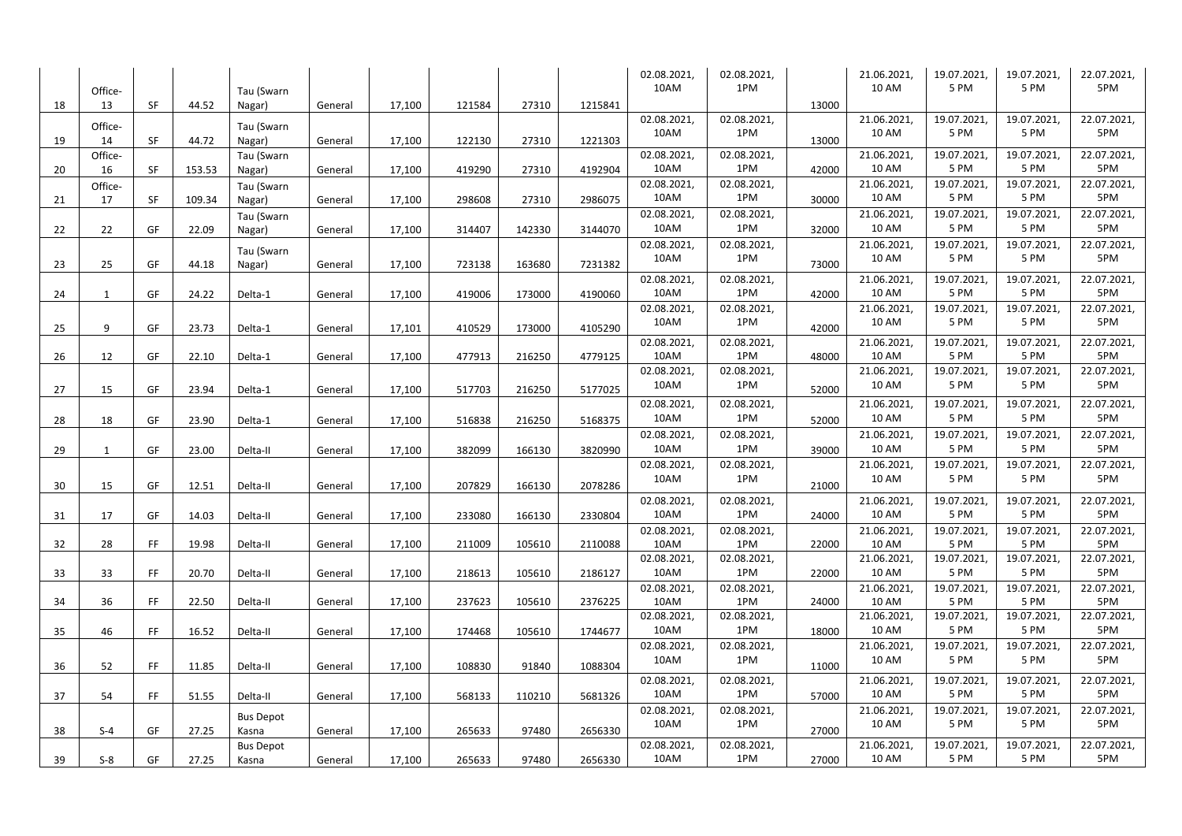| | | | | | | | | | | | | | | | | |
|---|---|---|---|---|---|---|---|---|---|---|---|---|---|---|---|---|
| 18 | Office-13 | SF | 44.52 | Tau (Swarn Nagar) | General | 17,100 | 121584 | 27310 | 1215841 | 02.08.2021, 10AM | 02.08.2021, 1PM | 13000 | 21.06.2021, 10 AM | 19.07.2021, 5 PM | 19.07.2021, 5 PM | 22.07.2021, 5PM |
| 19 | Office-14 | SF | 44.72 | Tau (Swarn Nagar) | General | 17,100 | 122130 | 27310 | 1221303 | 02.08.2021, 10AM | 02.08.2021, 1PM | 13000 | 21.06.2021, 10 AM | 19.07.2021, 5 PM | 19.07.2021, 5 PM | 22.07.2021, 5PM |
| 20 | Office-16 | SF | 153.53 | Tau (Swarn Nagar) | General | 17,100 | 419290 | 27310 | 4192904 | 02.08.2021, 10AM | 02.08.2021, 1PM | 42000 | 21.06.2021, 10 AM | 19.07.2021, 5 PM | 19.07.2021, 5 PM | 22.07.2021, 5PM |
| 21 | Office-17 | SF | 109.34 | Tau (Swarn Nagar) | General | 17,100 | 298608 | 27310 | 2986075 | 02.08.2021, 10AM | 02.08.2021, 1PM | 30000 | 21.06.2021, 10 AM | 19.07.2021, 5 PM | 19.07.2021, 5 PM | 22.07.2021, 5PM |
| 22 | 22 | GF | 22.09 | Tau (Swarn Nagar) | General | 17,100 | 314407 | 142330 | 3144070 | 02.08.2021, 10AM | 02.08.2021, 1PM | 32000 | 21.06.2021, 10 AM | 19.07.2021, 5 PM | 19.07.2021, 5 PM | 22.07.2021, 5PM |
| 23 | 25 | GF | 44.18 | Tau (Swarn Nagar) | General | 17,100 | 723138 | 163680 | 7231382 | 02.08.2021, 10AM | 02.08.2021, 1PM | 73000 | 21.06.2021, 10 AM | 19.07.2021, 5 PM | 19.07.2021, 5 PM | 22.07.2021, 5PM |
| 24 | 1 | GF | 24.22 | Delta-1 | General | 17,100 | 419006 | 173000 | 4190060 | 02.08.2021, 10AM | 02.08.2021, 1PM | 42000 | 21.06.2021, 10 AM | 19.07.2021, 5 PM | 19.07.2021, 5 PM | 22.07.2021, 5PM |
| 25 | 9 | GF | 23.73 | Delta-1 | General | 17,101 | 410529 | 173000 | 4105290 | 02.08.2021, 10AM | 02.08.2021, 1PM | 42000 | 21.06.2021, 10 AM | 19.07.2021, 5 PM | 19.07.2021, 5 PM | 22.07.2021, 5PM |
| 26 | 12 | GF | 22.10 | Delta-1 | General | 17,100 | 477913 | 216250 | 4779125 | 02.08.2021, 10AM | 02.08.2021, 1PM | 48000 | 21.06.2021, 10 AM | 19.07.2021, 5 PM | 19.07.2021, 5 PM | 22.07.2021, 5PM |
| 27 | 15 | GF | 23.94 | Delta-1 | General | 17,100 | 517703 | 216250 | 5177025 | 02.08.2021, 10AM | 02.08.2021, 1PM | 52000 | 21.06.2021, 10 AM | 19.07.2021, 5 PM | 19.07.2021, 5 PM | 22.07.2021, 5PM |
| 28 | 18 | GF | 23.90 | Delta-1 | General | 17,100 | 516838 | 216250 | 5168375 | 02.08.2021, 10AM | 02.08.2021, 1PM | 52000 | 21.06.2021, 10 AM | 19.07.2021, 5 PM | 19.07.2021, 5 PM | 22.07.2021, 5PM |
| 29 | 1 | GF | 23.00 | Delta-II | General | 17,100 | 382099 | 166130 | 3820990 | 02.08.2021, 10AM | 02.08.2021, 1PM | 39000 | 21.06.2021, 10 AM | 19.07.2021, 5 PM | 19.07.2021, 5 PM | 22.07.2021, 5PM |
| 30 | 15 | GF | 12.51 | Delta-II | General | 17,100 | 207829 | 166130 | 2078286 | 02.08.2021, 10AM | 02.08.2021, 1PM | 21000 | 21.06.2021, 10 AM | 19.07.2021, 5 PM | 19.07.2021, 5 PM | 22.07.2021, 5PM |
| 31 | 17 | GF | 14.03 | Delta-II | General | 17,100 | 233080 | 166130 | 2330804 | 02.08.2021, 10AM | 02.08.2021, 1PM | 24000 | 21.06.2021, 10 AM | 19.07.2021, 5 PM | 19.07.2021, 5 PM | 22.07.2021, 5PM |
| 32 | 28 | FF | 19.98 | Delta-II | General | 17,100 | 211009 | 105610 | 2110088 | 02.08.2021, 10AM | 02.08.2021, 1PM | 22000 | 21.06.2021, 10 AM | 19.07.2021, 5 PM | 19.07.2021, 5 PM | 22.07.2021, 5PM |
| 33 | 33 | FF | 20.70 | Delta-II | General | 17,100 | 218613 | 105610 | 2186127 | 02.08.2021, 10AM | 02.08.2021, 1PM | 22000 | 21.06.2021, 10 AM | 19.07.2021, 5 PM | 19.07.2021, 5 PM | 22.07.2021, 5PM |
| 34 | 36 | FF | 22.50 | Delta-II | General | 17,100 | 237623 | 105610 | 2376225 | 02.08.2021, 10AM | 02.08.2021, 1PM | 24000 | 21.06.2021, 10 AM | 19.07.2021, 5 PM | 19.07.2021, 5 PM | 22.07.2021, 5PM |
| 35 | 46 | FF | 16.52 | Delta-II | General | 17,100 | 174468 | 105610 | 1744677 | 02.08.2021, 10AM | 02.08.2021, 1PM | 18000 | 21.06.2021, 10 AM | 19.07.2021, 5 PM | 19.07.2021, 5 PM | 22.07.2021, 5PM |
| 36 | 52 | FF | 11.85 | Delta-II | General | 17,100 | 108830 | 91840 | 1088304 | 02.08.2021, 10AM | 02.08.2021, 1PM | 11000 | 21.06.2021, 10 AM | 19.07.2021, 5 PM | 19.07.2021, 5 PM | 22.07.2021, 5PM |
| 37 | 54 | FF | 51.55 | Delta-II | General | 17,100 | 568133 | 110210 | 5681326 | 02.08.2021, 10AM | 02.08.2021, 1PM | 57000 | 21.06.2021, 10 AM | 19.07.2021, 5 PM | 19.07.2021, 5 PM | 22.07.2021, 5PM |
| 38 | S-4 | GF | 27.25 | Bus Depot Kasna | General | 17,100 | 265633 | 97480 | 2656330 | 02.08.2021, 10AM | 02.08.2021, 1PM | 27000 | 21.06.2021, 10 AM | 19.07.2021, 5 PM | 19.07.2021, 5 PM | 22.07.2021, 5PM |
| 39 | S-8 | GF | 27.25 | Bus Depot Kasna | General | 17,100 | 265633 | 97480 | 2656330 | 02.08.2021, 10AM | 02.08.2021, 1PM | 27000 | 21.06.2021, 10 AM | 19.07.2021, 5 PM | 19.07.2021, 5 PM | 22.07.2021, 5PM |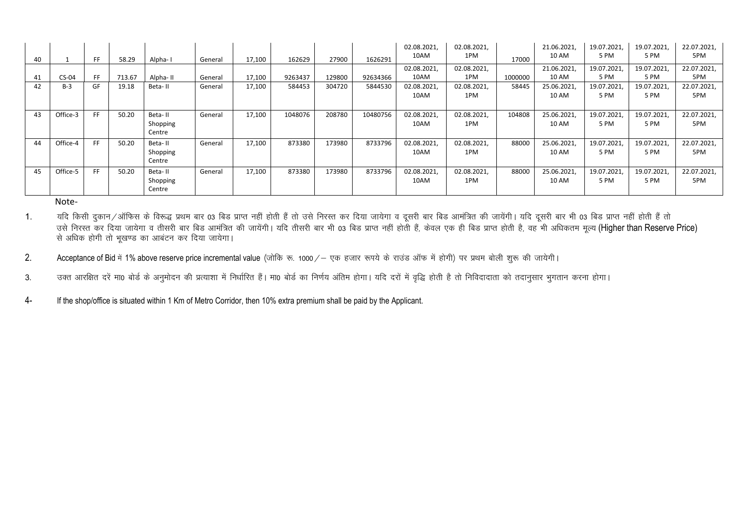| | | | | | | | | | | | | | | | | |
|---|---|---|---|---|---|---|---|---|---|---|---|---|---|---|---|---|
| 40 | 1 | FF | 58.29 | Alpha- I | General | 17,100 | 162629 | 27900 | 1626291 | 02.08.2021, 10AM | 02.08.2021, 1PM | 17000 | 21.06.2021, 10 AM | 19.07.2021, 5 PM | 19.07.2021, 5 PM | 22.07.2021, 5PM |
| 41 | CS-04 | FF | 713.67 | Alpha- II | General | 17,100 | 9263437 | 129800 | 92634366 | 02.08.2021, 10AM | 02.08.2021, 1PM | 1000000 | 21.06.2021, 10 AM | 19.07.2021, 5 PM | 19.07.2021, 5 PM | 22.07.2021, 5PM |
| 42 | B-3 | GF | 19.18 | Beta- II | General | 17,100 | 584453 | 304720 | 5844530 | 02.08.2021, 10AM | 02.08.2021, 1PM | 58445 | 25.06.2021, 10 AM | 19.07.2021, 5 PM | 19.07.2021, 5 PM | 22.07.2021, 5PM |
| 43 | Office-3 | FF | 50.20 | Beta- II Shopping Centre | General | 17,100 | 1048076 | 208780 | 10480756 | 02.08.2021, 10AM | 02.08.2021, 1PM | 104808 | 25.06.2021, 10 AM | 19.07.2021, 5 PM | 19.07.2021, 5 PM | 22.07.2021, 5PM |
| 44 | Office-4 | FF | 50.20 | Beta- II Shopping Centre | General | 17,100 | 873380 | 173980 | 8733796 | 02.08.2021, 10AM | 02.08.2021, 1PM | 88000 | 25.06.2021, 10 AM | 19.07.2021, 5 PM | 19.07.2021, 5 PM | 22.07.2021, 5PM |
| 45 | Office-5 | FF | 50.20 | Beta- II Shopping Centre | General | 17,100 | 873380 | 173980 | 8733796 | 02.08.2021, 10AM | 02.08.2021, 1PM | 88000 | 25.06.2021, 10 AM | 19.07.2021, 5 PM | 19.07.2021, 5 PM | 22.07.2021, 5PM |

Note-

1. यदि किसी दुकान/ऑफिस के विरूद्ध प्रथम बार 03 बिड प्राप्त नहीं होती हैं तो उसे निरस्त कर दिया जायेगा व दूसरी बार बिड आमंत्रित की जायेंगी। यदि दूसरी बार भी 03 बिड प्राप्त नहीं होती हैं तो उसे निरस्त कर दिया जायेगा व तीसरी बार बिड आमंत्रित की जायेंगी। यदि तीसरी बार भी 03 बिड प्राप्त नहीं होती हैं, केवल एक ही बिड प्राप्त होती है, वह भी अधिकतम मूल्य (Higher than Reserve Price) से अधिक होगी तो भूखण्ड का आबंटन कर दिया जायेगा।

2. Acceptance of Bid में 1% above reserve price incremental value (जोकि रू. 1000/– एक हजार रूपये के राउंड ऑफ में होगी) पर प्रथम बोली शुरू की जायेगी।

3. उक्त आरक्षित दरें मा0 बोर्ड के अनुमोदन की प्रत्याशा में निर्धारित हैं। मा0 बोर्ड का निर्णय अंतिम होगा। यदि दरों में वृद्धि होती है तो निविदादाता को तदानुसार भुगतान करना होगा।

4- If the shop/office is situated within 1 Km of Metro Corridor, then 10% extra premium shall be paid by the Applicant.